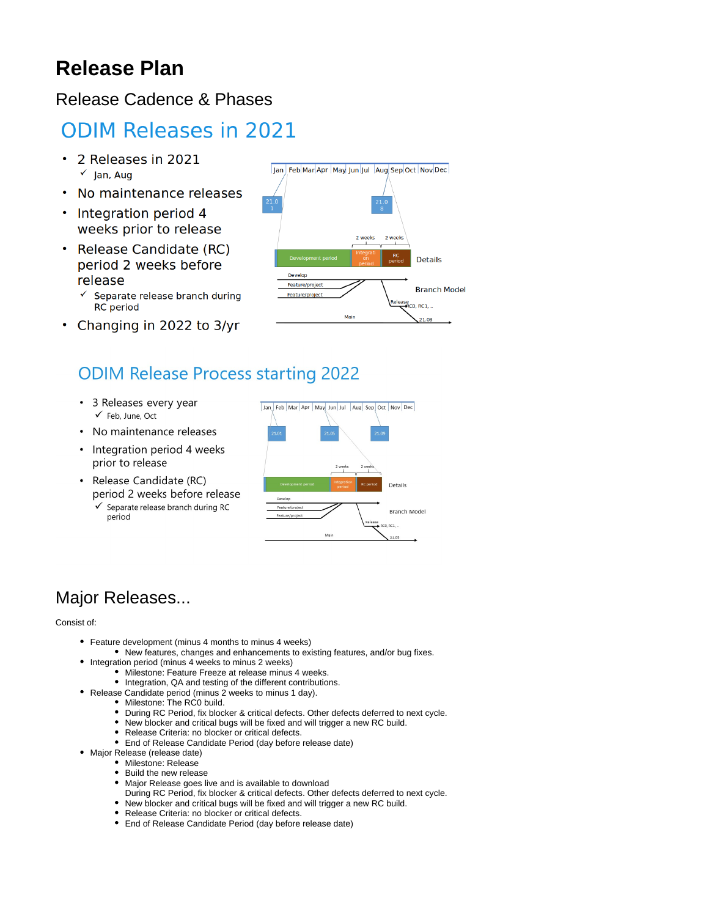# Release Plan

## Release Cadence & Phases

## ODIM Releases in 2021

- 2 Releases in 2021
  - ✓ Jan, Aug
- No maintenance releases
- Integration period 4 weeks prior to release
- Release Candidate (RC) period 2 weeks before release
  - ✓ Separate release branch during RC period
- Changing in 2022 to 3/yr

Jan Feb Mar Apr May Jun Jul Aug Sep Oct Nov Dec

21.01 21.08

2 weeks 2 weeks

Development period | Integration period | RC period — Details

Develop, Feature/project, Feature/project, Release, RC0, RC1, .., Main, 21.08 — Branch Model

## ODIM Release Process starting 2022

- 3 Releases every year
  - ✓ Feb, June, Oct
- No maintenance releases
- Integration period 4 weeks prior to release
- Release Candidate (RC) period 2 weeks before release
  - ✓ Separate release branch during RC period

Jan Feb Mar Apr May Jun Jul Aug Sep Oct Nov Dec

21.01 21.05 21.09

2 weeks 2 weeks

Development period | Integration period | RC period — Details

Develop, Feature/project, Feature/project, Release, RC0, RC1, .., Main, 21.05 — Branch Model

## Major Releases...

Consist of:

- Feature development (minus 4 months to minus 4 weeks)
  - New features, changes and enhancements to existing features, and/or bug fixes.
- Integration period (minus 4 weeks to minus 2 weeks)
  - Milestone: Feature Freeze at release minus 4 weeks.
  - Integration, QA and testing of the different contributions.
- Release Candidate period (minus 2 weeks to minus 1 day).
  - Milestone: The RC0 build.
  - During RC Period, fix blocker & critical defects. Other defects deferred to next cycle.
  - New blocker and critical bugs will be fixed and will trigger a new RC build.
  - Release Criteria: no blocker or critical defects.
  - End of Release Candidate Period (day before release date)
- Major Release (release date)
  - Milestone: Release
  - Build the new release
  - Major Release goes live and is available to download
    During RC Period, fix blocker & critical defects. Other defects deferred to next cycle.
  - New blocker and critical bugs will be fixed and will trigger a new RC build.
  - Release Criteria: no blocker or critical defects.
  - End of Release Candidate Period (day before release date)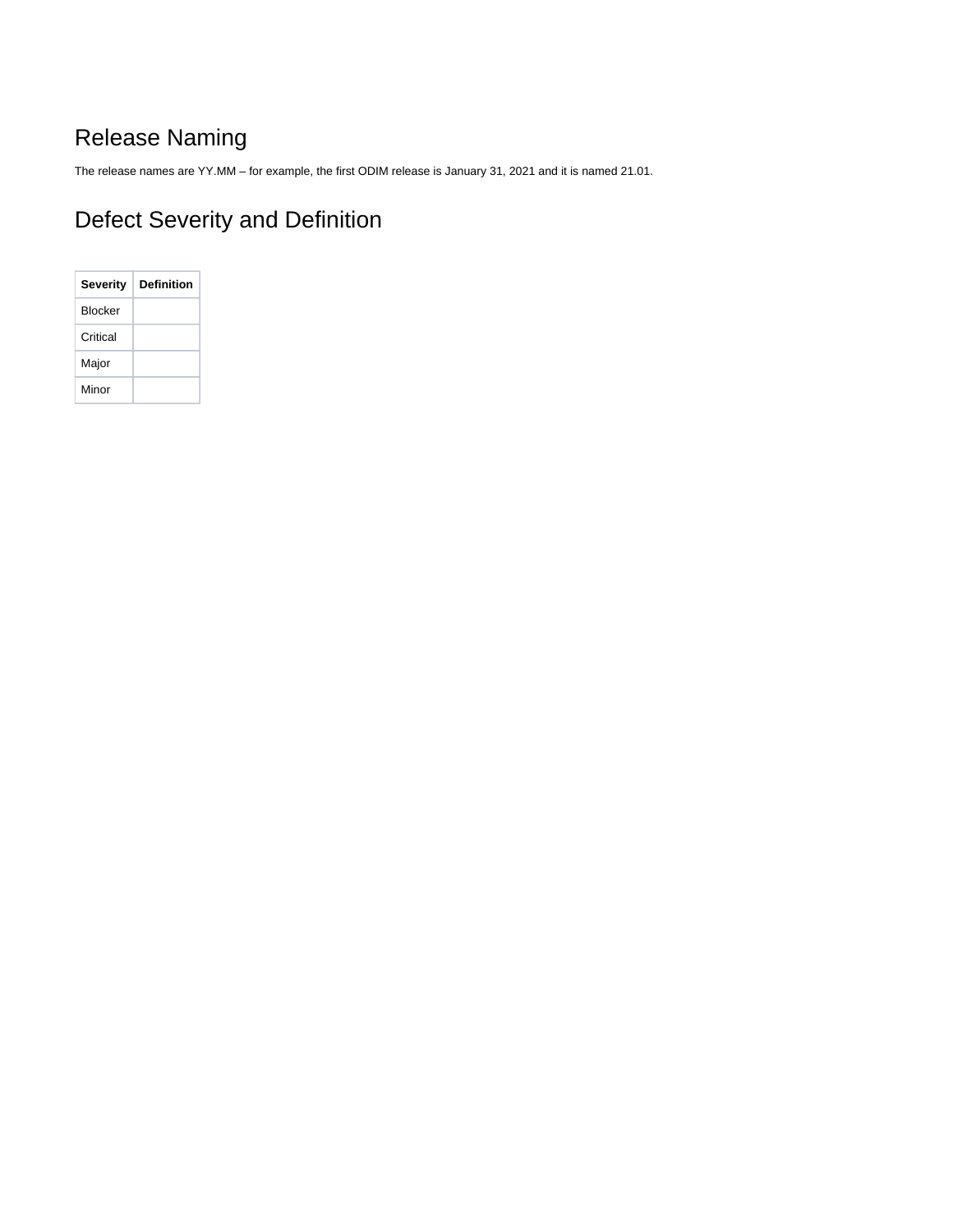## Release Naming

The release names are YY.MM – for example, the first ODIM release is January 31, 2021 and it is named 21.01.

## Defect Severity and Definition

| **Severity** | **Definition** |
| --- | --- |
| Blocker | |
| Critical | |
| Major | |
| Minor | |